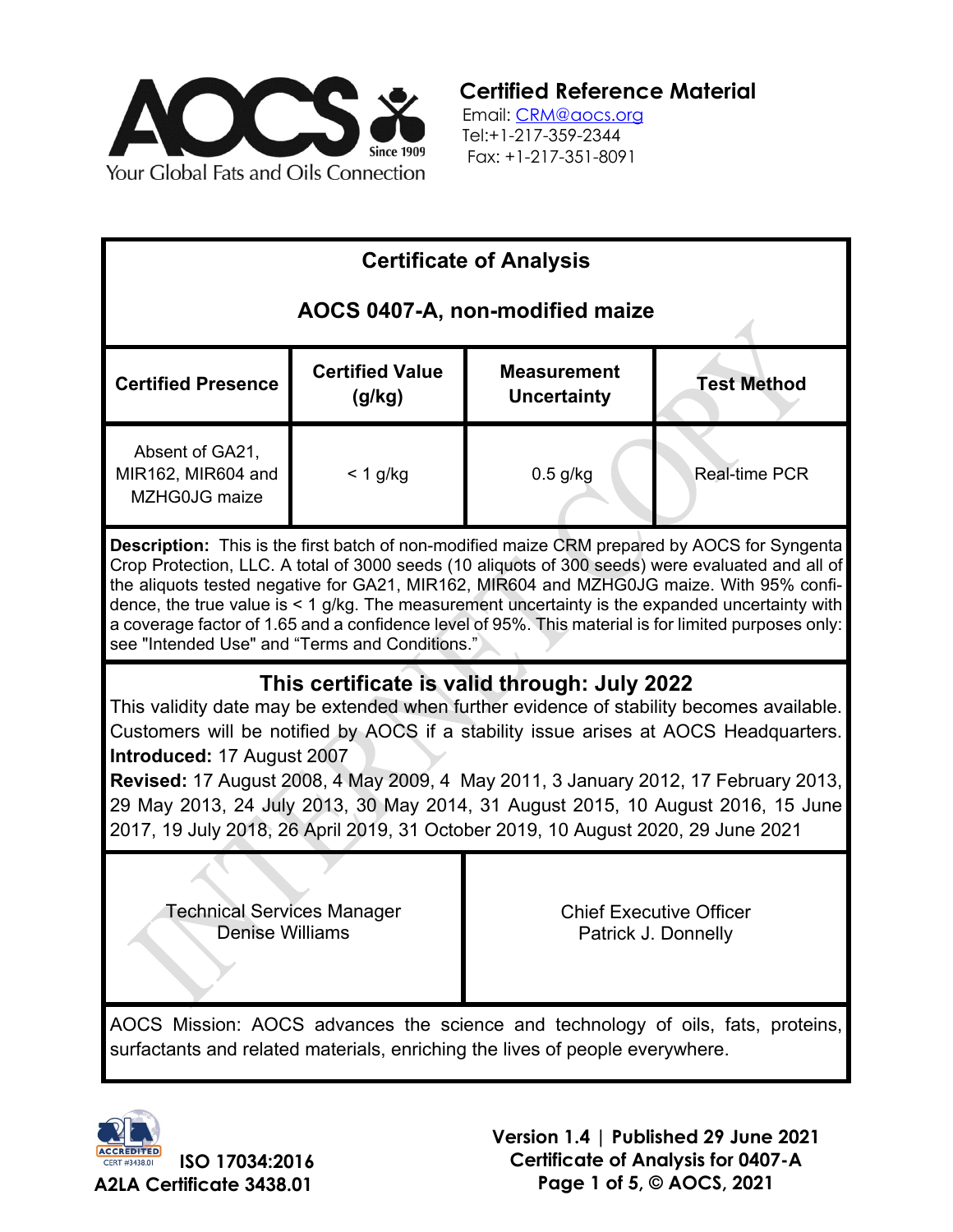AOCS Since 1909
Your Global Fats and Oils Connection

**Certified Reference Material**
Email: CRM@aocs.org
Tel:+1-217-359-2344
Fax: +1-217-351-8091

# Certificate of Analysis

## AOCS 0407-A, non-modified maize

| Certified Presence | Certified Value (g/kg) | Measurement Uncertainty | Test Method |
|---|---|---|---|
| Absent of GA21, MIR162, MIR604 and MZHG0JG maize | < 1 g/kg | 0.5 g/kg | Real-time PCR |

**Description:** This is the first batch of non-modified maize CRM prepared by AOCS for Syngenta Crop Protection, LLC. A total of 3000 seeds (10 aliquots of 300 seeds) were evaluated and all of the aliquots tested negative for GA21, MIR162, MIR604 and MZHG0JG maize. With 95% confidence, the true value is < 1 g/kg. The measurement uncertainty is the expanded uncertainty with a coverage factor of 1.65 and a confidence level of 95%. This material is for limited purposes only: see "Intended Use" and "Terms and Conditions."

### This certificate is valid through: July 2022

This validity date may be extended when further evidence of stability becomes available. Customers will be notified by AOCS if a stability issue arises at AOCS Headquarters.

**Introduced:** 17 August 2007

**Revised:** 17 August 2008, 4 May 2009, 4 May 2011, 3 January 2012, 17 February 2013, 29 May 2013, 24 July 2013, 30 May 2014, 31 August 2015, 10 August 2016, 15 June 2017, 19 July 2018, 26 April 2019, 31 October 2019, 10 August 2020, 29 June 2021

| Technical Services Manager<br>Denise Williams | Chief Executive Officer<br>Patrick J. Donnelly |
|---|---|

AOCS Mission: AOCS advances the science and technology of oils, fats, proteins, surfactants and related materials, enriching the lives of people everywhere.

ACCREDITED CERT #3438.01 **ISO 17034:2016**
**A2LA Certificate 3438.01**

**Version 1.4 | Published 29 June 2021**
**Certificate of Analysis for 0407-A**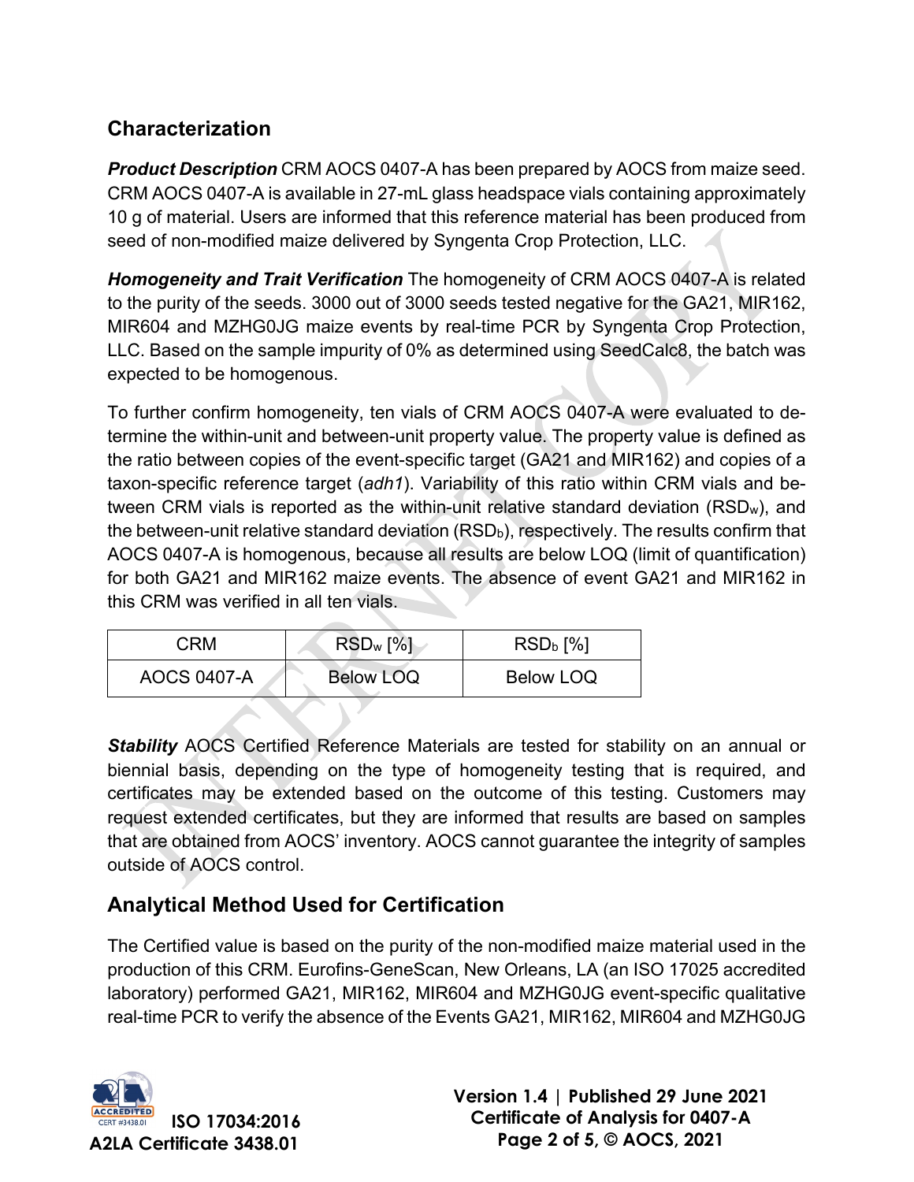## Characterization

***Product Description*** CRM AOCS 0407-A has been prepared by AOCS from maize seed. CRM AOCS 0407-A is available in 27-mL glass headspace vials containing approximately 10 g of material. Users are informed that this reference material has been produced from seed of non-modified maize delivered by Syngenta Crop Protection, LLC.

***Homogeneity and Trait Verification*** The homogeneity of CRM AOCS 0407-A is related to the purity of the seeds. 3000 out of 3000 seeds tested negative for the GA21, MIR162, MIR604 and MZHG0JG maize events by real-time PCR by Syngenta Crop Protection, LLC. Based on the sample impurity of 0% as determined using SeedCalc8, the batch was expected to be homogenous.

To further confirm homogeneity, ten vials of CRM AOCS 0407-A were evaluated to determine the within-unit and between-unit property value. The property value is defined as the ratio between copies of the event-specific target (GA21 and MIR162) and copies of a taxon-specific reference target (*adh1*). Variability of this ratio within CRM vials and between CRM vials is reported as the within-unit relative standard deviation ($RSD_w$), and the between-unit relative standard deviation ($RSD_b$), respectively. The results confirm that AOCS 0407-A is homogenous, because all results are below LOQ (limit of quantification) for both GA21 and MIR162 maize events. The absence of event GA21 and MIR162 in this CRM was verified in all ten vials.

| CRM | $RSD_w$ [%] | $RSD_b$ [%] |
|---|---|---|
| AOCS 0407-A | Below LOQ | Below LOQ |

***Stability*** AOCS Certified Reference Materials are tested for stability on an annual or biennial basis, depending on the type of homogeneity testing that is required, and certificates may be extended based on the outcome of this testing. Customers may request extended certificates, but they are informed that results are based on samples that are obtained from AOCS' inventory. AOCS cannot guarantee the integrity of samples outside of AOCS control.

## Analytical Method Used for Certification

The Certified value is based on the purity of the non-modified maize material used in the production of this CRM. Eurofins-GeneScan, New Orleans, LA (an ISO 17025 accredited laboratory) performed GA21, MIR162, MIR604 and MZHG0JG event-specific qualitative real-time PCR to verify the absence of the Events GA21, MIR162, MIR604 and MZHG0JG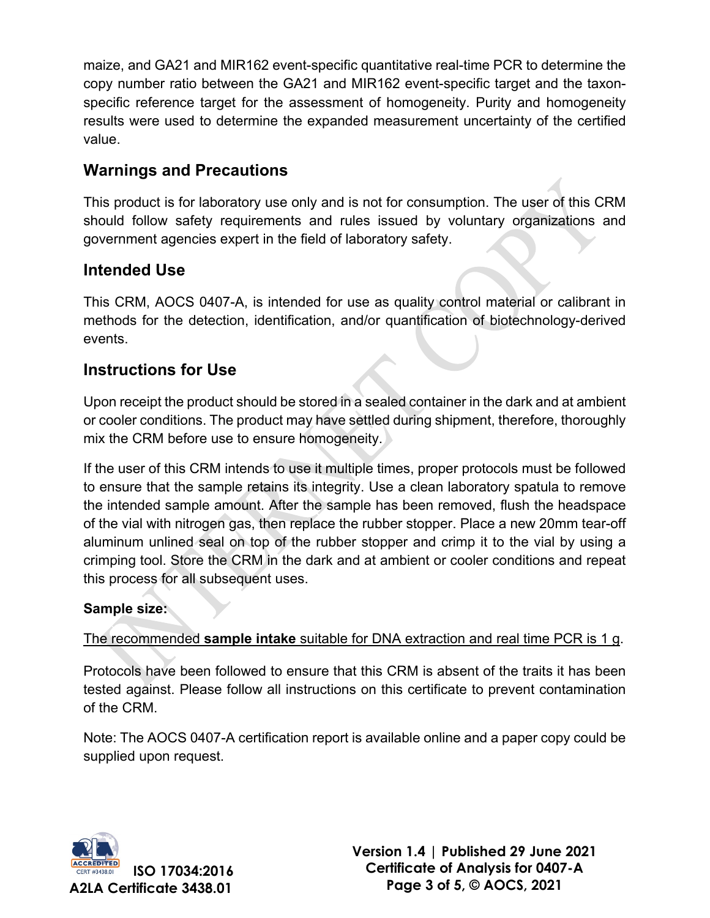maize, and GA21 and MIR162 event-specific quantitative real-time PCR to determine the copy number ratio between the GA21 and MIR162 event-specific target and the taxon-specific reference target for the assessment of homogeneity. Purity and homogeneity results were used to determine the expanded measurement uncertainty of the certified value.

## Warnings and Precautions

This product is for laboratory use only and is not for consumption. The user of this CRM should follow safety requirements and rules issued by voluntary organizations and government agencies expert in the field of laboratory safety.

## Intended Use

This CRM, AOCS 0407-A, is intended for use as quality control material or calibrant in methods for the detection, identification, and/or quantification of biotechnology-derived events.

## Instructions for Use

Upon receipt the product should be stored in a sealed container in the dark and at ambient or cooler conditions. The product may have settled during shipment, therefore, thoroughly mix the CRM before use to ensure homogeneity.

If the user of this CRM intends to use it multiple times, proper protocols must be followed to ensure that the sample retains its integrity. Use a clean laboratory spatula to remove the intended sample amount. After the sample has been removed, flush the headspace of the vial with nitrogen gas, then replace the rubber stopper. Place a new 20mm tear-off aluminum unlined seal on top of the rubber stopper and crimp it to the vial by using a crimping tool. Store the CRM in the dark and at ambient or cooler conditions and repeat this process for all subsequent uses.

**Sample size:**

<u>The recommended **sample intake** suitable for DNA extraction and real time PCR is 1 g</u>.

Protocols have been followed to ensure that this CRM is absent of the traits it has been tested against. Please follow all instructions on this certificate to prevent contamination of the CRM.

Note: The AOCS 0407-A certification report is available online and a paper copy could be supplied upon request.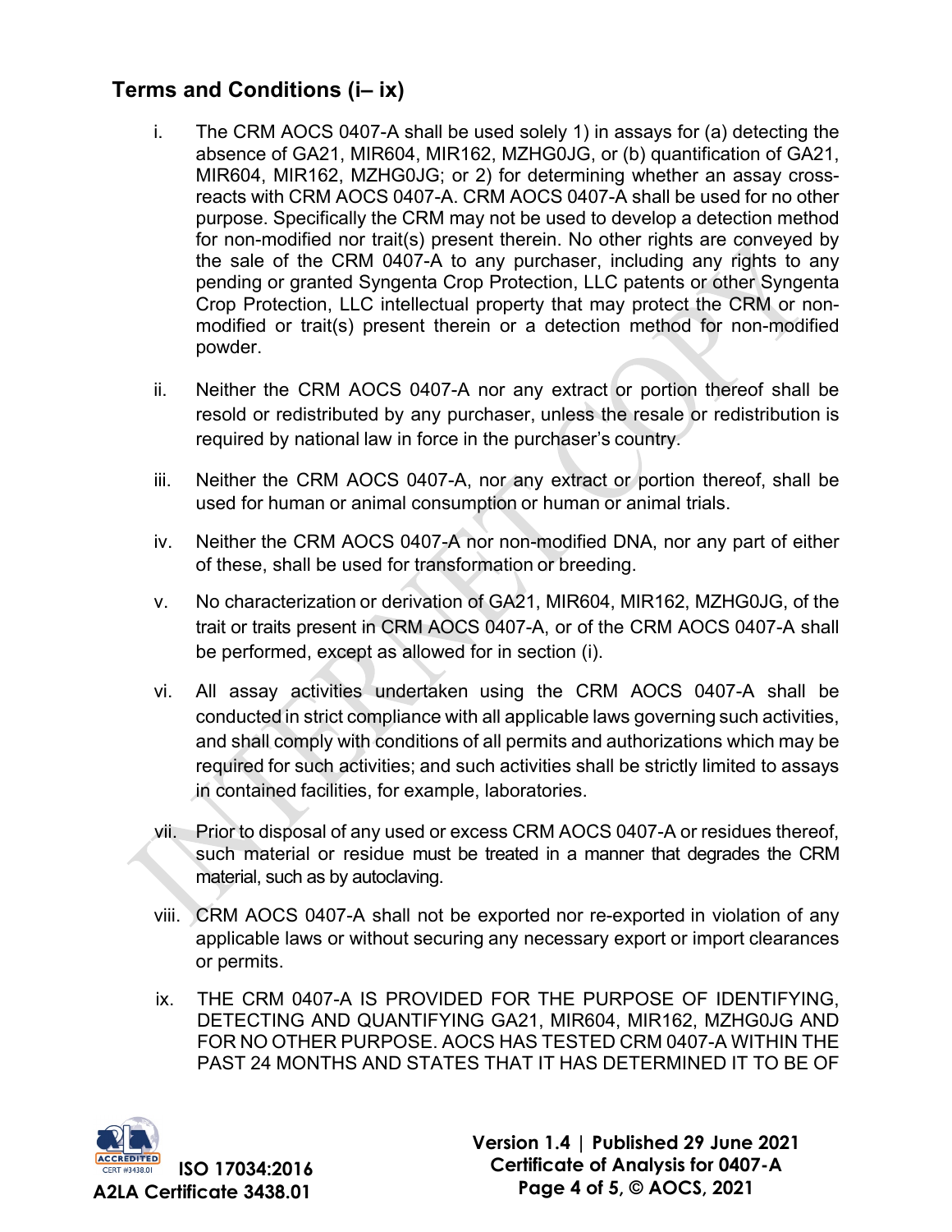## Terms and Conditions (i– ix)

i. The CRM AOCS 0407-A shall be used solely 1) in assays for (a) detecting the absence of GA21, MIR604, MIR162, MZHG0JG, or (b) quantification of GA21, MIR604, MIR162, MZHG0JG; or 2) for determining whether an assay cross-reacts with CRM AOCS 0407-A. CRM AOCS 0407-A shall be used for no other purpose. Specifically the CRM may not be used to develop a detection method for non-modified nor trait(s) present therein. No other rights are conveyed by the sale of the CRM 0407-A to any purchaser, including any rights to any pending or granted Syngenta Crop Protection, LLC patents or other Syngenta Crop Protection, LLC intellectual property that may protect the CRM or non-modified or trait(s) present therein or a detection method for non-modified powder.

ii. Neither the CRM AOCS 0407-A nor any extract or portion thereof shall be resold or redistributed by any purchaser, unless the resale or redistribution is required by national law in force in the purchaser's country.

iii. Neither the CRM AOCS 0407-A, nor any extract or portion thereof, shall be used for human or animal consumption or human or animal trials.

iv. Neither the CRM AOCS 0407-A nor non-modified DNA, nor any part of either of these, shall be used for transformation or breeding.

v. No characterization or derivation of GA21, MIR604, MIR162, MZHG0JG, of the trait or traits present in CRM AOCS 0407-A, or of the CRM AOCS 0407-A shall be performed, except as allowed for in section (i).

vi. All assay activities undertaken using the CRM AOCS 0407-A shall be conducted in strict compliance with all applicable laws governing such activities, and shall comply with conditions of all permits and authorizations which may be required for such activities; and such activities shall be strictly limited to assays in contained facilities, for example, laboratories.

vii. Prior to disposal of any used or excess CRM AOCS 0407-A or residues thereof, such material or residue must be treated in a manner that degrades the CRM material, such as by autoclaving.

viii. CRM AOCS 0407-A shall not be exported nor re-exported in violation of any applicable laws or without securing any necessary export or import clearances or permits.

ix. THE CRM 0407-A IS PROVIDED FOR THE PURPOSE OF IDENTIFYING, DETECTING AND QUANTIFYING GA21, MIR604, MIR162, MZHG0JG AND FOR NO OTHER PURPOSE. AOCS HAS TESTED CRM 0407-A WITHIN THE PAST 24 MONTHS AND STATES THAT IT HAS DETERMINED IT TO BE OF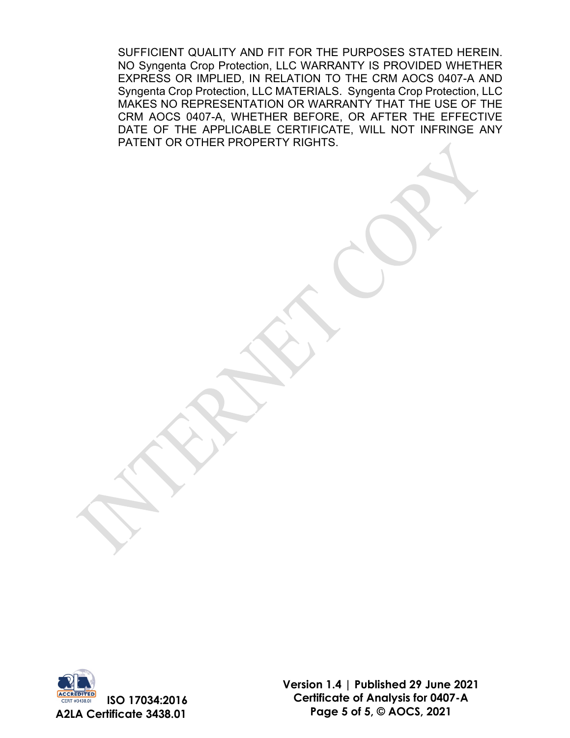SUFFICIENT QUALITY AND FIT FOR THE PURPOSES STATED HEREIN. NO Syngenta Crop Protection, LLC WARRANTY IS PROVIDED WHETHER EXPRESS OR IMPLIED, IN RELATION TO THE CRM AOCS 0407-A AND Syngenta Crop Protection, LLC MATERIALS. Syngenta Crop Protection, LLC MAKES NO REPRESENTATION OR WARRANTY THAT THE USE OF THE CRM AOCS 0407-A, WHETHER BEFORE, OR AFTER THE EFFECTIVE DATE OF THE APPLICABLE CERTIFICATE, WILL NOT INFRINGE ANY PATENT OR OTHER PROPERTY RIGHTS.